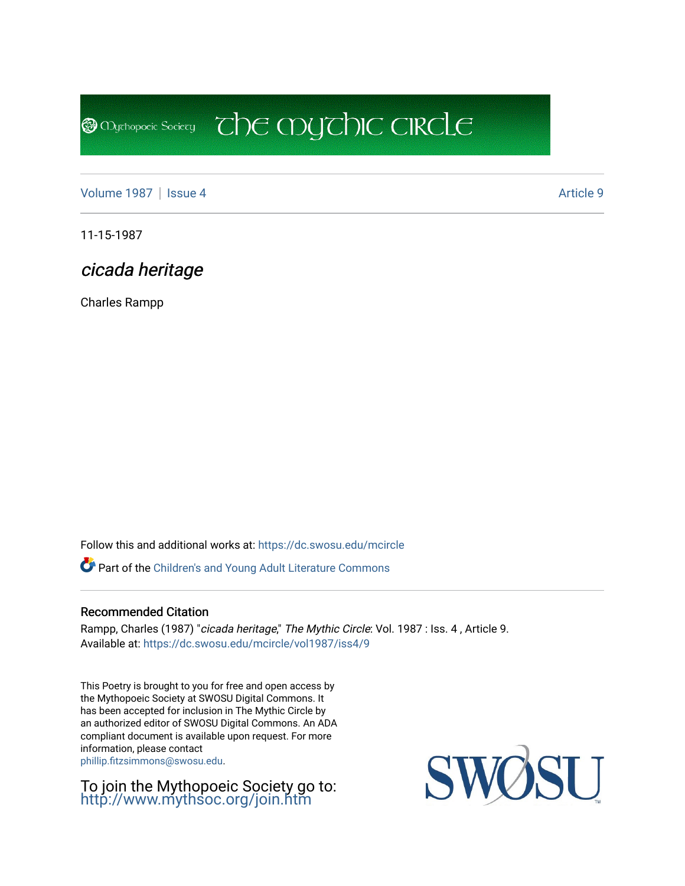Mythopoeic Society — The Mythic Circle

Volume 1987 | Issue 4 — Article 9

11-15-1987

# *cicada heritage*

Charles Rampp

Follow this and additional works at: https://dc.swosu.edu/mcircle

Part of the Children's and Young Adult Literature Commons

## Recommended Citation

Rampp, Charles (1987) "*cicada heritage*," *The Mythic Circle*: Vol. 1987 : Iss. 4 , Article 9.
Available at: https://dc.swosu.edu/mcircle/vol1987/iss4/9

This Poetry is brought to you for free and open access by the Mythopoeic Society at SWOSU Digital Commons. It has been accepted for inclusion in The Mythic Circle by an authorized editor of SWOSU Digital Commons. An ADA compliant document is available upon request. For more information, please contact phillip.fitzsimmons@swosu.edu.

To join the Mythopoeic Society go to: http://www.mythsoc.org/join.htm

SWOSU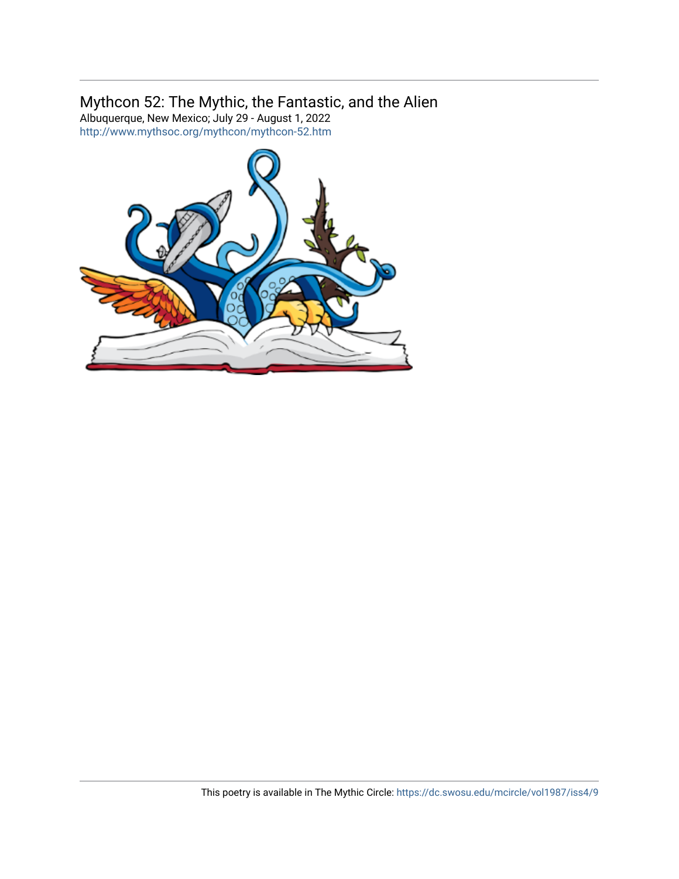Mythcon 52: The Mythic, the Fantastic, and the Alien

Albuquerque, New Mexico; July 29 - August 1, 2022

http://www.mythsoc.org/mythcon/mythcon-52.htm

This poetry is available in The Mythic Circle: https://dc.swosu.edu/mcircle/vol1987/iss4/9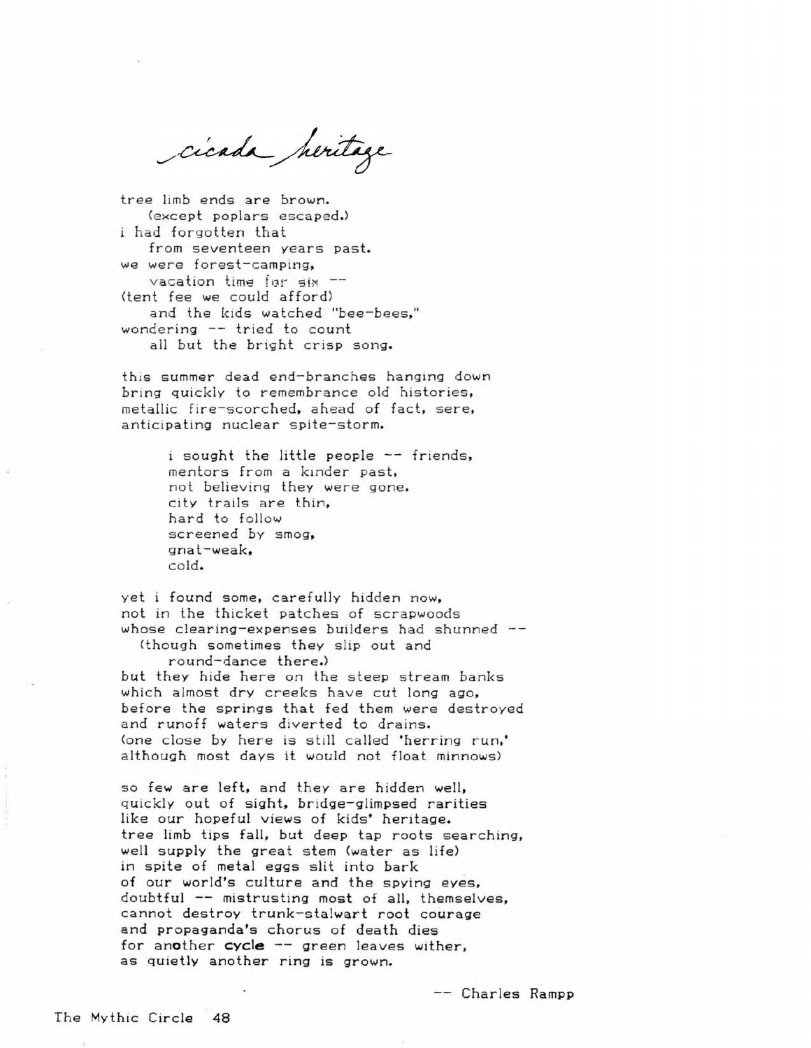# cicada heritage

tree limb ends are brown.
   (except poplars escaped.)
i had forgotten that
   from seventeen years past.
we were forest-camping,
   vacation time for six --
(tent fee we could afford)
   and the kids watched "bee-bees,"
wondering -- tried to count
   all but the bright crisp song.

this summer dead end-branches hanging down
bring quickly to remembrance old histories,
metallic fire-scorched, ahead of fact, sere,
anticipating nuclear spite-storm.

   i sought the little people -- friends,
   mentors from a kinder past,
   not believing they were gone.
   city trails are thin,
   hard to follow
   screened by smog,
   gnat-weak,
   cold.

yet i found some, carefully hidden now,
not in the thicket patches of scrapwoods
whose clearing-expenses builders had shunned --
   (though sometimes they slip out and
      round-dance there.)
but they hide here on the steep stream banks
which almost dry creeks have cut long ago,
before the springs that fed them were destroyed
and runoff waters diverted to drains.
(one close by here is still called 'herring run,'
although most days it would not float minnows)

so few are left, and they are hidden well,
quickly out of sight, bridge-glimpsed rarities
like our hopeful views of kids' heritage.
tree limb tips fall, but deep tap roots searching,
well supply the great stem (water as life)
in spite of metal eggs slit into bark
of our world's culture and the spying eyes,
doubtful -- mistrusting most of all, themselves,
cannot destroy trunk-stalwart root courage
and propaganda's chorus of death dies
for another **cycle** -- green leaves wither,
as quietly another ring is grown.

-- Charles Rampp